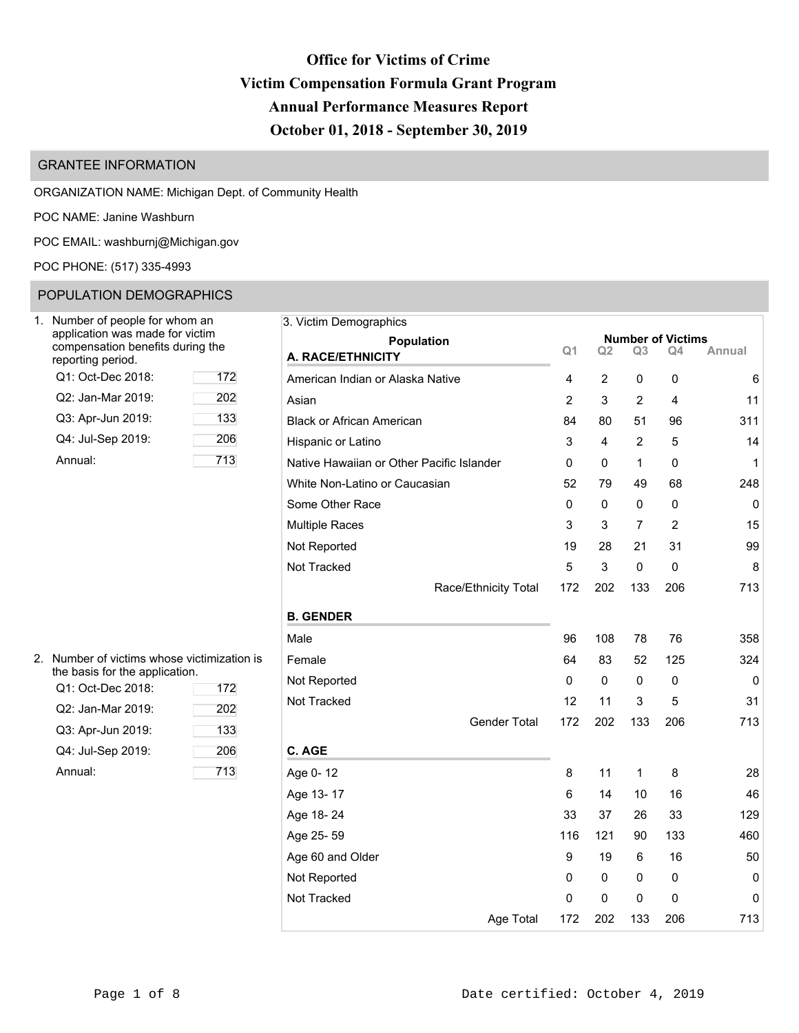# Office for Victims of Crime
# Victim Compensation Formula Grant Program
# Annual Performance Measures Report
# October 01, 2018 - September 30, 2019

## GRANTEE INFORMATION

ORGANIZATION NAME: Michigan Dept. of Community Health

POC NAME: Janine Washburn

POC EMAIL: washburnj@Michigan.gov

POC PHONE: (517) 335-4993

## POPULATION DEMOGRAPHICS

1. Number of people for whom an application was made for victim compensation benefits during the reporting period.

| | |
|---|---|
| Q1: Oct-Dec 2018: | 172 |
| Q2: Jan-Mar 2019: | 202 |
| Q3: Apr-Jun 2019: | 133 |
| Q4: Jul-Sep 2019: | 206 |
| Annual: | 713 |

2. Number of victims whose victimization is the basis for the application.

| | |
|---|---|
| Q1: Oct-Dec 2018: | 172 |
| Q2: Jan-Mar 2019: | 202 |
| Q3: Apr-Jun 2019: | 133 |
| Q4: Jul-Sep 2019: | 206 |
| Annual: | 713 |

3. Victim Demographics

| Population | Number of Victims | | | | |
|---|---|---|---|---|---|
| | Q1 | Q2 | Q3 | Q4 | Annual |
| **A. RACE/ETHNICITY** | | | | | |
| American Indian or Alaska Native | 4 | 2 | 0 | 0 | 6 |
| Asian | 2 | 3 | 2 | 4 | 11 |
| Black or African American | 84 | 80 | 51 | 96 | 311 |
| Hispanic or Latino | 3 | 4 | 2 | 5 | 14 |
| Native Hawaiian or Other Pacific Islander | 0 | 0 | 1 | 0 | 1 |
| White Non-Latino or Caucasian | 52 | 79 | 49 | 68 | 248 |
| Some Other Race | 0 | 0 | 0 | 0 | 0 |
| Multiple Races | 3 | 3 | 7 | 2 | 15 |
| Not Reported | 19 | 28 | 21 | 31 | 99 |
| Not Tracked | 5 | 3 | 0 | 0 | 8 |
| Race/Ethnicity Total | 172 | 202 | 133 | 206 | 713 |
| **B. GENDER** | | | | | |
| Male | 96 | 108 | 78 | 76 | 358 |
| Female | 64 | 83 | 52 | 125 | 324 |
| Not Reported | 0 | 0 | 0 | 0 | 0 |
| Not Tracked | 12 | 11 | 3 | 5 | 31 |
| Gender Total | 172 | 202 | 133 | 206 | 713 |
| **C. AGE** | | | | | |
| Age 0- 12 | 8 | 11 | 1 | 8 | 28 |
| Age 13- 17 | 6 | 14 | 10 | 16 | 46 |
| Age 18- 24 | 33 | 37 | 26 | 33 | 129 |
| Age 25- 59 | 116 | 121 | 90 | 133 | 460 |
| Age 60 and Older | 9 | 19 | 6 | 16 | 50 |
| Not Reported | 0 | 0 | 0 | 0 | 0 |
| Not Tracked | 0 | 0 | 0 | 0 | 0 |
| Age Total | 172 | 202 | 133 | 206 | 713 |

Date certified: October 4, 2019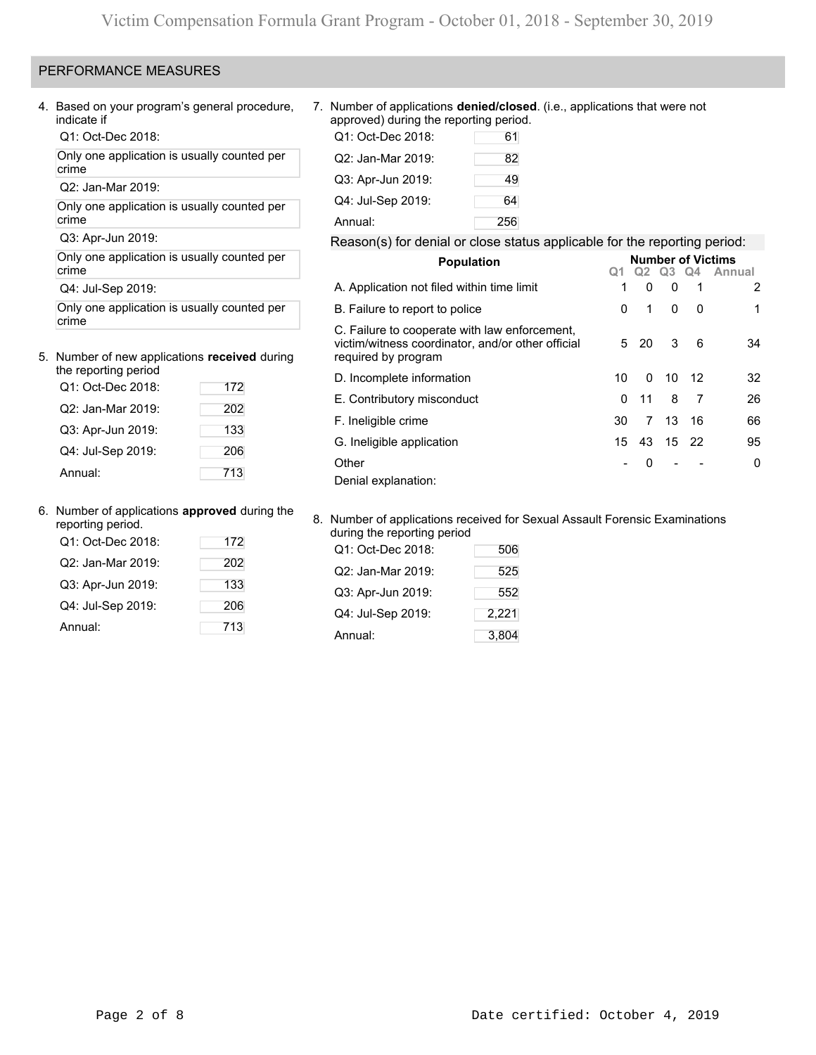## PERFORMANCE MEASURES

4. Based on your program's general procedure, indicate if

Q1: Oct-Dec 2018:

Only one application is usually counted per crime

Q2: Jan-Mar 2019:

Only one application is usually counted per crime

Q3: Apr-Jun 2019:

Only one application is usually counted per crime

Q4: Jul-Sep 2019:

Only one application is usually counted per crime

5. Number of new applications **received** during the reporting period

| | |
|---|---|
| Q1: Oct-Dec 2018: | 172 |
| Q2: Jan-Mar 2019: | 202 |
| Q3: Apr-Jun 2019: | 133 |
| Q4: Jul-Sep 2019: | 206 |
| Annual: | 713 |

6. Number of applications **approved** during the reporting period.

| | |
|---|---|
| Q1: Oct-Dec 2018: | 172 |
| Q2: Jan-Mar 2019: | 202 |
| Q3: Apr-Jun 2019: | 133 |
| Q4: Jul-Sep 2019: | 206 |
| Annual: | 713 |

7. Number of applications **denied/closed**. (i.e., applications that were not approved) during the reporting period.

| | |
|---|---|
| Q1: Oct-Dec 2018: | 61 |
| Q2: Jan-Mar 2019: | 82 |
| Q3: Apr-Jun 2019: | 49 |
| Q4: Jul-Sep 2019: | 64 |
| Annual: | 256 |

Reason(s) for denial or close status applicable for the reporting period:

| Population | Number of Victims Q1 | Q2 | Q3 | Q4 | Annual |
|---|---|---|---|---|---|
| A. Application not filed within time limit | 1 | 0 | 0 | 1 | 2 |
| B. Failure to report to police | 0 | 1 | 0 | 0 | 1 |
| C. Failure to cooperate with law enforcement, victim/witness coordinator, and/or other official required by program | 5 | 20 | 3 | 6 | 34 |
| D. Incomplete information | 10 | 0 | 10 | 12 | 32 |
| E. Contributory misconduct | 0 | 11 | 8 | 7 | 26 |
| F. Ineligible crime | 30 | 7 | 13 | 16 | 66 |
| G. Ineligible application | 15 | 43 | 15 | 22 | 95 |
| Other | - | 0 | - | - | 0 |

Denial explanation:

8. Number of applications received for Sexual Assault Forensic Examinations during the reporting period

| | |
|---|---|
| Q1: Oct-Dec 2018: | 506 |
| Q2: Jan-Mar 2019: | 525 |
| Q3: Apr-Jun 2019: | 552 |
| Q4: Jul-Sep 2019: | 2,221 |
| Annual: | 3,804 |

Date certified: October 4, 2019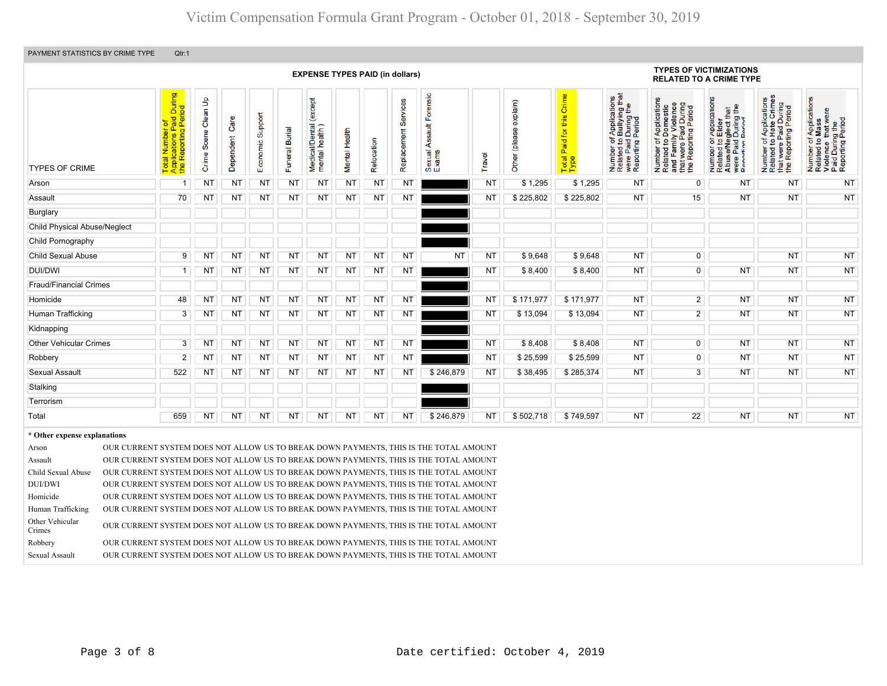Victim Compensation Formula Grant Program - October 01, 2018 - September 30, 2019

PAYMENT STATISTICS BY CRIME TYPE Qtr:1

| TYPES OF CRIME | Total Number of Applications Paid During the Reporting Period | Crime Scene Clean Up | Dependent Care | Economic Support | Funeral Burial | Medical/Dental (except mental health) | Mental Health | Relocation | Replacement Services | Sexual Assault Forensic Exams | Travel | Other (please explain) | Total Paid for this Crime Type | Number of Applications Related to Bullying that were Paid During the Reporting Period | Number of Applications Related to Domestic and Family Violence that were Paid During the Reporting Period | Number of Applications Related to Elder Abuse/Neglect that were Paid During the Reporting Period | Number of Applications Related to Hate Crimes that were Paid During the Reporting Period | Number of Applications Related to Mass Violence that were Paid During the Reporting Period |
|---|---|---|---|---|---|---|---|---|---|---|---|---|---|---|---|---|---|---|
| | EXPENSE TYPES PAID (in dollars) | | | | | | | | | | | | | TYPES OF VICTIMIZATIONS RELATED TO A CRIME TYPE | | | | |
| Arson | 1 | NT | NT | NT | NT | NT | NT | NT | NT | | NT | $ 1,295 | $ 1,295 | NT | 0 | NT | NT | NT |
| Assault | 70 | NT | NT | NT | NT | NT | NT | NT | NT | | NT | $ 225,802 | $ 225,802 | NT | 15 | NT | NT | NT |
| Burglary | | | | | | | | | | | | | | | | | | |
| Child Physical Abuse/Neglect | | | | | | | | | | | | | | | | | | |
| Child Pornography | | | | | | | | | | | | | | | | | | |
| Child Sexual Abuse | 9 | NT | NT | NT | NT | NT | NT | NT | NT | NT | NT | $ 9,648 | $ 9,648 | NT | 0 | | NT | NT |
| DUI/DWI | 1 | NT | NT | NT | NT | NT | NT | NT | NT | | NT | $ 8,400 | $ 8,400 | NT | 0 | NT | NT | NT |
| Fraud/Financial Crimes | | | | | | | | | | | | | | | | | | |
| Homicide | 48 | NT | NT | NT | NT | NT | NT | NT | NT | | NT | $ 171,977 | $ 171,977 | NT | 2 | NT | NT | NT |
| Human Trafficking | 3 | NT | NT | NT | NT | NT | NT | NT | NT | | NT | $ 13,094 | $ 13,094 | NT | 2 | NT | NT | NT |
| Kidnapping | | | | | | | | | | | | | | | | | | |
| Other Vehicular Crimes | 3 | NT | NT | NT | NT | NT | NT | NT | NT | | NT | $ 8,408 | $ 8,408 | NT | 0 | NT | NT | NT |
| Robbery | 2 | NT | NT | NT | NT | NT | NT | NT | NT | | NT | $ 25,599 | $ 25,599 | NT | 0 | NT | NT | NT |
| Sexual Assault | 522 | NT | NT | NT | NT | NT | NT | NT | NT | $ 246,879 | NT | $ 38,495 | $ 285,374 | NT | 3 | NT | NT | NT |
| Stalking | | | | | | | | | | | | | | | | | | |
| Terrorism | | | | | | | | | | | | | | | | | | |
| Total | 659 | NT | NT | NT | NT | NT | NT | NT | NT | $ 246,879 | NT | $ 502,718 | $ 749,597 | NT | 22 | NT | NT | NT |

**\* Other expense explanations**

| | |
|---|---|
| Arson | OUR CURRENT SYSTEM DOES NOT ALLOW US TO BREAK DOWN PAYMENTS, THIS IS THE TOTAL AMOUNT |
| Assault | OUR CURRENT SYSTEM DOES NOT ALLOW US TO BREAK DOWN PAYMENTS, THIS IS THE TOTAL AMOUNT |
| Child Sexual Abuse | OUR CURRENT SYSTEM DOES NOT ALLOW US TO BREAK DOWN PAYMENTS, THIS IS THE TOTAL AMOUNT |
| DUI/DWI | OUR CURRENT SYSTEM DOES NOT ALLOW US TO BREAK DOWN PAYMENTS, THIS IS THE TOTAL AMOUNT |
| Homicide | OUR CURRENT SYSTEM DOES NOT ALLOW US TO BREAK DOWN PAYMENTS, THIS IS THE TOTAL AMOUNT |
| Human Trafficking | OUR CURRENT SYSTEM DOES NOT ALLOW US TO BREAK DOWN PAYMENTS, THIS IS THE TOTAL AMOUNT |
| Other Vehicular Crimes | OUR CURRENT SYSTEM DOES NOT ALLOW US TO BREAK DOWN PAYMENTS, THIS IS THE TOTAL AMOUNT |
| Robbery | OUR CURRENT SYSTEM DOES NOT ALLOW US TO BREAK DOWN PAYMENTS, THIS IS THE TOTAL AMOUNT |
| Sexual Assault | OUR CURRENT SYSTEM DOES NOT ALLOW US TO BREAK DOWN PAYMENTS, THIS IS THE TOTAL AMOUNT |

Date certified: October 4, 2019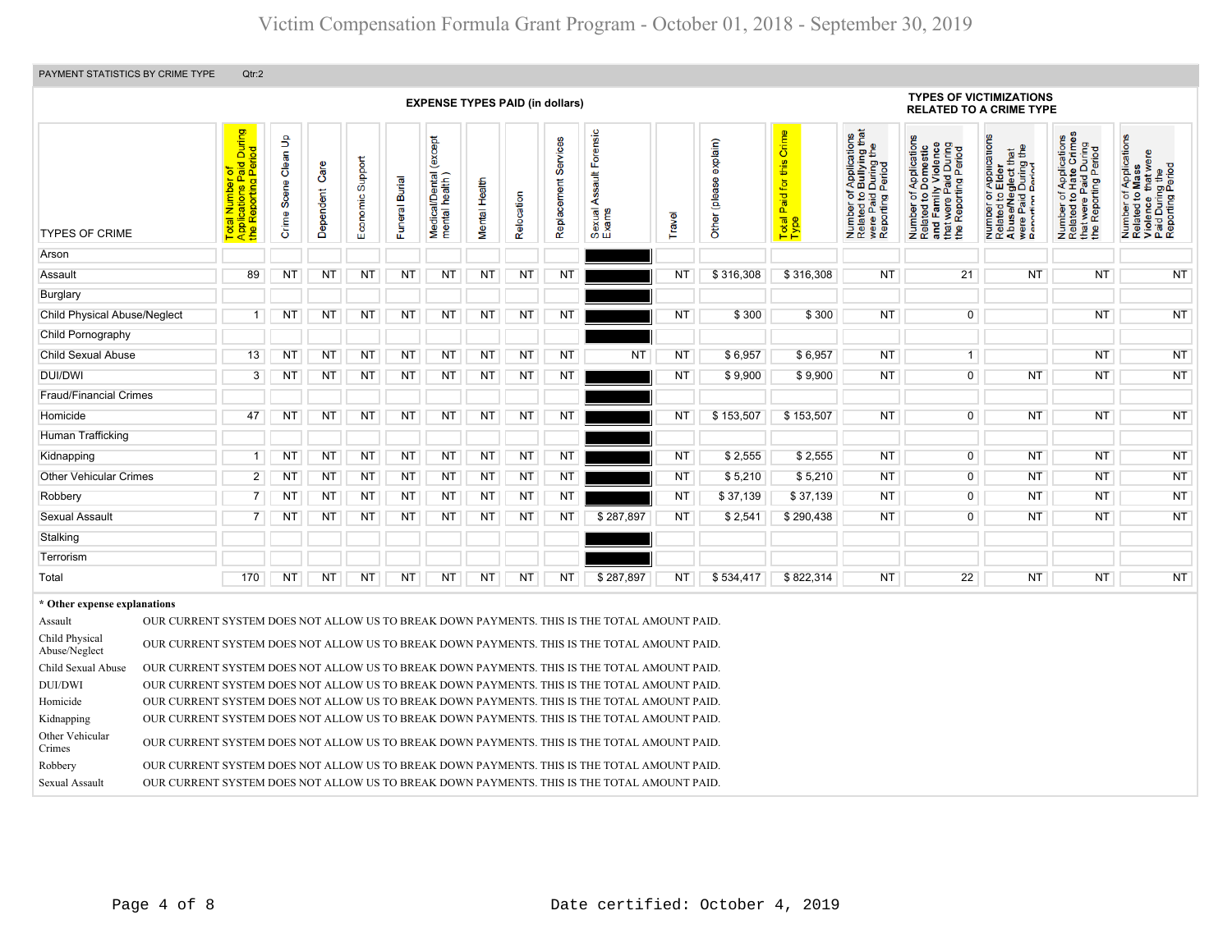# Victim Compensation Formula Grant Program - October 01, 2018 - September 30, 2019

PAYMENT STATISTICS BY CRIME TYPE Qtr:2

| | EXPENSE TYPES PAID (in dollars) | | | | | | | | | | | | | TYPES OF VICTIMIZATIONS RELATED TO A CRIME TYPE | | | | |
|---|---|---|---|---|---|---|---|---|---|---|---|---|---|---|---|---|---|---|
| TYPES OF CRIME | Total Number of Applications Paid During the Reporting Period | Crime Scene Clean Up | Dependent Care | Economic Support | Funeral Burial | Medical/Dental (except mental health ) | Mental Health | Relocation | Replacement Services | Sexual Assault Forensic Exams | Travel | Other (please explain) | Total Paid for this Crime Type | Number of Applications Related to Bullying that were Paid During the Reporting Period | Number of Applications Related to Domestic and Family Violence that were Paid During the Reporting Period | Number of Applications Related to Elder Abuse/Neglect that were Paid During the Reporting Period | Number of Applications Related to Hate Crimes that were Paid During the Reporting Period | Number of Applications Related to Mass Violence that were Paid During the Reporting Period |
| Arson | | | | | | | | | | | | | | | | | | |
| Assault | 89 | NT | NT | NT | NT | NT | NT | NT | NT | | NT | $ 316,308 | $ 316,308 | NT | 21 | NT | NT | NT |
| Burglary | | | | | | | | | | | | | | | | | | |
| Child Physical Abuse/Neglect | 1 | NT | NT | NT | NT | NT | NT | NT | NT | | NT | $ 300 | $ 300 | NT | 0 | | NT | NT |
| Child Pornography | | | | | | | | | | | | | | | | | | |
| Child Sexual Abuse | 13 | NT | NT | NT | NT | NT | NT | NT | NT | NT | NT | $ 6,957 | $ 6,957 | NT | 1 | | NT | NT |
| DUI/DWI | 3 | NT | NT | NT | NT | NT | NT | NT | NT | | NT | $ 9,900 | $ 9,900 | NT | 0 | NT | NT | NT |
| Fraud/Financial Crimes | | | | | | | | | | | | | | | | | | |
| Homicide | 47 | NT | NT | NT | NT | NT | NT | NT | NT | | NT | $ 153,507 | $ 153,507 | NT | 0 | NT | NT | NT |
| Human Trafficking | | | | | | | | | | | | | | | | | | |
| Kidnapping | 1 | NT | NT | NT | NT | NT | NT | NT | NT | | NT | $ 2,555 | $ 2,555 | NT | 0 | NT | NT | NT |
| Other Vehicular Crimes | 2 | NT | NT | NT | NT | NT | NT | NT | NT | | NT | $ 5,210 | $ 5,210 | NT | 0 | NT | NT | NT |
| Robbery | 7 | NT | NT | NT | NT | NT | NT | NT | NT | | NT | $ 37,139 | $ 37,139 | NT | 0 | NT | NT | NT |
| Sexual Assault | 7 | NT | NT | NT | NT | NT | NT | NT | NT | $ 287,897 | NT | $ 2,541 | $ 290,438 | NT | 0 | NT | NT | NT |
| Stalking | | | | | | | | | | | | | | | | | | |
| Terrorism | | | | | | | | | | | | | | | | | | |
| Total | 170 | NT | NT | NT | NT | NT | NT | NT | NT | $ 287,897 | NT | $ 534,417 | $ 822,314 | NT | 22 | NT | NT | NT |

**\* Other expense explanations**

| | |
|---|---|
| Assault | OUR CURRENT SYSTEM DOES NOT ALLOW US TO BREAK DOWN PAYMENTS. THIS IS THE TOTAL AMOUNT PAID. |
| Child Physical Abuse/Neglect | OUR CURRENT SYSTEM DOES NOT ALLOW US TO BREAK DOWN PAYMENTS. THIS IS THE TOTAL AMOUNT PAID. |
| Child Sexual Abuse | OUR CURRENT SYSTEM DOES NOT ALLOW US TO BREAK DOWN PAYMENTS. THIS IS THE TOTAL AMOUNT PAID. |
| DUI/DWI | OUR CURRENT SYSTEM DOES NOT ALLOW US TO BREAK DOWN PAYMENTS. THIS IS THE TOTAL AMOUNT PAID. |
| Homicide | OUR CURRENT SYSTEM DOES NOT ALLOW US TO BREAK DOWN PAYMENTS. THIS IS THE TOTAL AMOUNT PAID. |
| Kidnapping | OUR CURRENT SYSTEM DOES NOT ALLOW US TO BREAK DOWN PAYMENTS. THIS IS THE TOTAL AMOUNT PAID. |
| Other Vehicular Crimes | OUR CURRENT SYSTEM DOES NOT ALLOW US TO BREAK DOWN PAYMENTS. THIS IS THE TOTAL AMOUNT PAID. |
| Robbery | OUR CURRENT SYSTEM DOES NOT ALLOW US TO BREAK DOWN PAYMENTS. THIS IS THE TOTAL AMOUNT PAID. |
| Sexual Assault | OUR CURRENT SYSTEM DOES NOT ALLOW US TO BREAK DOWN PAYMENTS. THIS IS THE TOTAL AMOUNT PAID. |

Date certified: October 4, 2019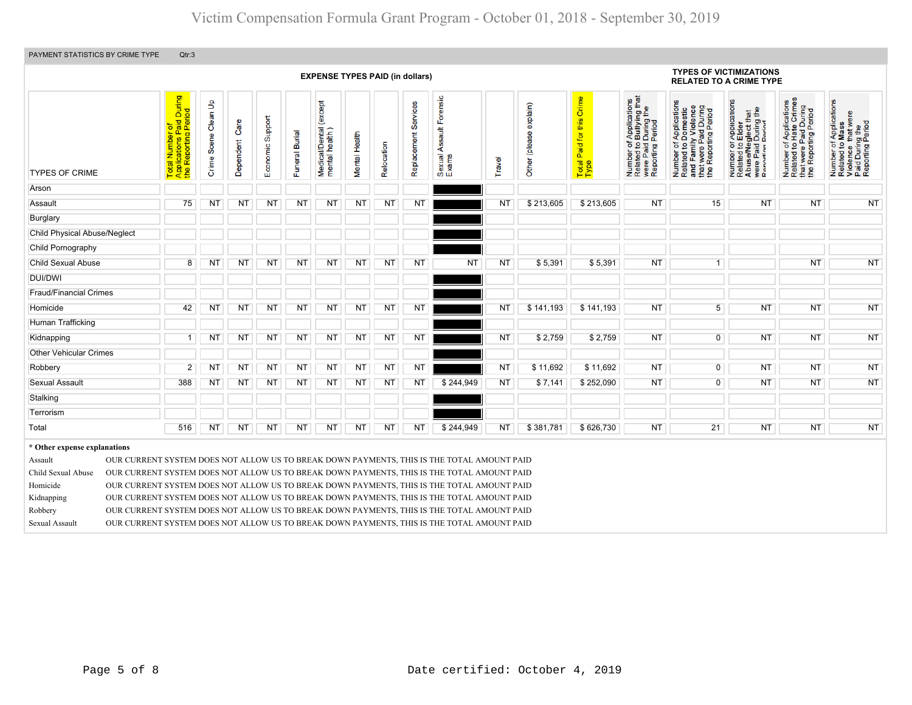# Victim Compensation Formula Grant Program - October 01, 2018 - September 30, 2019

PAYMENT STATISTICS BY CRIME TYPE Qtr:3

| TYPES OF CRIME | Total Number of Applications Paid During the Reporting Period | Crime Scene Clean Up | Dependent Care | Economic Support | Funeral Burial | Medical/Dental (except mental health) | Mental Health | Relocation | Replacement Services | Sexual Assault Forensic Exams | Travel | Other (please explain) | Total Paid for this Crime Type | Number of Applications Related to Bullying that were Paid During the Reporting Period | Number of Applications Related to Domestic and Family Violence that were Paid During the Reporting Period | Number of Applications Related to Elder Abuse/Neglect that were Paid During the Reporting Period | Number of Applications Related to Hate Crimes that were Paid During the Reporting Period | Number of Applications Related to Mass Violence that were Paid During the Reporting Period |
|---|---|---|---|---|---|---|---|---|---|---|---|---|---|---|---|---|---|---|
| | **EXPENSE TYPES PAID (in dollars)** | | | | | | | | | | | | | **TYPES OF VICTIMIZATIONS RELATED TO A CRIME TYPE** | | | | |
| Arson | | | | | | | | | | | | | | | | | | |
| Assault | 75 | NT | NT | NT | NT | NT | NT | NT | NT | | NT | $ 213,605 | $ 213,605 | NT | 15 | NT | NT | NT |
| Burglary | | | | | | | | | | | | | | | | | | |
| Child Physical Abuse/Neglect | | | | | | | | | | | | | | | | | | |
| Child Pornography | | | | | | | | | | | | | | | | | | |
| Child Sexual Abuse | 8 | NT | NT | NT | NT | NT | NT | NT | NT | NT | NT | $ 5,391 | $ 5,391 | NT | 1 | | NT | NT |
| DUI/DWI | | | | | | | | | | | | | | | | | | |
| Fraud/Financial Crimes | | | | | | | | | | | | | | | | | | |
| Homicide | 42 | NT | NT | NT | NT | NT | NT | NT | NT | | NT | $ 141,193 | $ 141,193 | NT | 5 | NT | NT | NT |
| Human Trafficking | | | | | | | | | | | | | | | | | | |
| Kidnapping | 1 | NT | NT | NT | NT | NT | NT | NT | NT | | NT | $ 2,759 | $ 2,759 | NT | 0 | NT | NT | NT |
| Other Vehicular Crimes | | | | | | | | | | | | | | | | | | |
| Robbery | 2 | NT | NT | NT | NT | NT | NT | NT | NT | | NT | $ 11,692 | $ 11,692 | NT | 0 | NT | NT | NT |
| Sexual Assault | 388 | NT | NT | NT | NT | NT | NT | NT | NT | $ 244,949 | NT | $ 7,141 | $ 252,090 | NT | 0 | NT | NT | NT |
| Stalking | | | | | | | | | | | | | | | | | | |
| Terrorism | | | | | | | | | | | | | | | | | | |
| Total | 516 | NT | NT | NT | NT | NT | NT | NT | NT | $ 244,949 | NT | $ 381,781 | $ 626,730 | NT | 21 | NT | NT | NT |

**\* Other expense explanations**

| | |
|---|---|
| Assault | OUR CURRENT SYSTEM DOES NOT ALLOW US TO BREAK DOWN PAYMENTS, THIS IS THE TOTAL AMOUNT PAID |
| Child Sexual Abuse | OUR CURRENT SYSTEM DOES NOT ALLOW US TO BREAK DOWN PAYMENTS, THIS IS THE TOTAL AMOUNT PAID |
| Homicide | OUR CURRENT SYSTEM DOES NOT ALLOW US TO BREAK DOWN PAYMENTS, THIS IS THE TOTAL AMOUNT PAID |
| Kidnapping | OUR CURRENT SYSTEM DOES NOT ALLOW US TO BREAK DOWN PAYMENTS, THIS IS THE TOTAL AMOUNT PAID |
| Robbery | OUR CURRENT SYSTEM DOES NOT ALLOW US TO BREAK DOWN PAYMENTS, THIS IS THE TOTAL AMOUNT PAID |
| Sexual Assault | OUR CURRENT SYSTEM DOES NOT ALLOW US TO BREAK DOWN PAYMENTS, THIS IS THE TOTAL AMOUNT PAID |

Date certified: October 4, 2019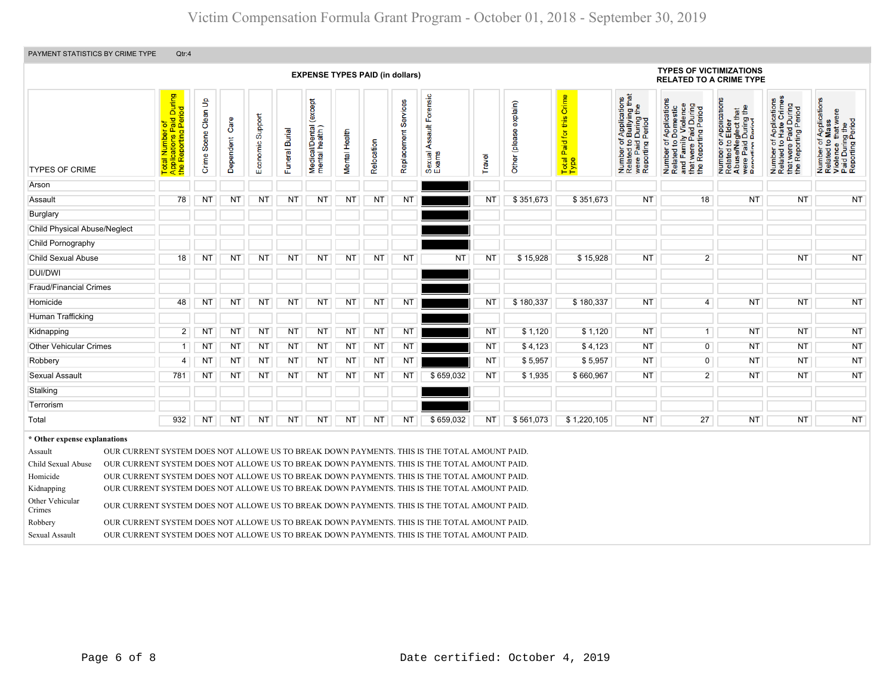# Victim Compensation Formula Grant Program - October 01, 2018 - September 30, 2019

PAYMENT STATISTICS BY CRIME TYPE Qtr:4

| | EXPENSE TYPES PAID (in dollars) | | | | | | | | | | | | | TYPES OF VICTIMIZATIONS RELATED TO A CRIME TYPE | | | | |
|---|---|---|---|---|---|---|---|---|---|---|---|---|---|---|---|---|---|---|
| TYPES OF CRIME | Total Number of Applications Paid During the Reporting Period | Crime Scene Clean Up | Dependent Care | Economic Support | Funeral Burial | Medical/Dental (except mental health) | Mental Health | Relocation | Replacement Services | Sexual Assault Forensic Exams | Travel | Other (please explain) | Total Paid for this Crime Type | Number of Applications Related to Bullying that were Paid During the Reporting Period | Number of Applications Related to Domestic and Family Violence that were Paid During the Reporting Period | Number of Applications Related to Elder Abuse/Neglect that were Paid During the Reporting Period | Number of Applications Related to Hate Crimes that were Paid During the Reporting Period | Number of Applications Related to Mass Violence that were Paid During the Reporting Period |
| Arson | | | | | | | | | | | | | | | | | | |
| Assault | 78 | NT | NT | NT | NT | NT | NT | NT | NT | | NT | $ 351,673 | $ 351,673 | NT | 18 | NT | NT | NT |
| Burglary | | | | | | | | | | | | | | | | | | |
| Child Physical Abuse/Neglect | | | | | | | | | | | | | | | | | | |
| Child Pornography | | | | | | | | | | | | | | | | | | |
| Child Sexual Abuse | 18 | NT | NT | NT | NT | NT | NT | NT | NT | NT | NT | $ 15,928 | $ 15,928 | NT | 2 | | NT | NT |
| DUI/DWI | | | | | | | | | | | | | | | | | | |
| Fraud/Financial Crimes | | | | | | | | | | | | | | | | | | |
| Homicide | 48 | NT | NT | NT | NT | NT | NT | NT | NT | | NT | $ 180,337 | $ 180,337 | NT | 4 | NT | NT | NT |
| Human Trafficking | | | | | | | | | | | | | | | | | | |
| Kidnapping | 2 | NT | NT | NT | NT | NT | NT | NT | NT | | NT | $ 1,120 | $ 1,120 | NT | 1 | NT | NT | NT |
| Other Vehicular Crimes | 1 | NT | NT | NT | NT | NT | NT | NT | NT | | NT | $ 4,123 | $ 4,123 | NT | 0 | NT | NT | NT |
| Robbery | 4 | NT | NT | NT | NT | NT | NT | NT | NT | | NT | $ 5,957 | $ 5,957 | NT | 0 | NT | NT | NT |
| Sexual Assault | 781 | NT | NT | NT | NT | NT | NT | NT | NT | $ 659,032 | NT | $ 1,935 | $ 660,967 | NT | 2 | NT | NT | NT |
| Stalking | | | | | | | | | | | | | | | | | | |
| Terrorism | | | | | | | | | | | | | | | | | | |
| Total | 932 | NT | NT | NT | NT | NT | NT | NT | NT | $ 659,032 | NT | $ 561,073 | $ 1,220,105 | NT | 27 | NT | NT | NT |

**\* Other expense explanations**

| | |
|---|---|
| Assault | OUR CURRENT SYSTEM DOES NOT ALLOWE US TO BREAK DOWN PAYMENTS. THIS IS THE TOTAL AMOUNT PAID. |
| Child Sexual Abuse | OUR CURRENT SYSTEM DOES NOT ALLOWE US TO BREAK DOWN PAYMENTS. THIS IS THE TOTAL AMOUNT PAID. |
| Homicide | OUR CURRENT SYSTEM DOES NOT ALLOWE US TO BREAK DOWN PAYMENTS. THIS IS THE TOTAL AMOUNT PAID. |
| Kidnapping | OUR CURRENT SYSTEM DOES NOT ALLOWE US TO BREAK DOWN PAYMENTS. THIS IS THE TOTAL AMOUNT PAID. |
| Other Vehicular Crimes | OUR CURRENT SYSTEM DOES NOT ALLOWE US TO BREAK DOWN PAYMENTS. THIS IS THE TOTAL AMOUNT PAID. |
| Robbery | OUR CURRENT SYSTEM DOES NOT ALLOWE US TO BREAK DOWN PAYMENTS. THIS IS THE TOTAL AMOUNT PAID. |
| Sexual Assault | OUR CURRENT SYSTEM DOES NOT ALLOWE US TO BREAK DOWN PAYMENTS. THIS IS THE TOTAL AMOUNT PAID. |

Date certified: October 4, 2019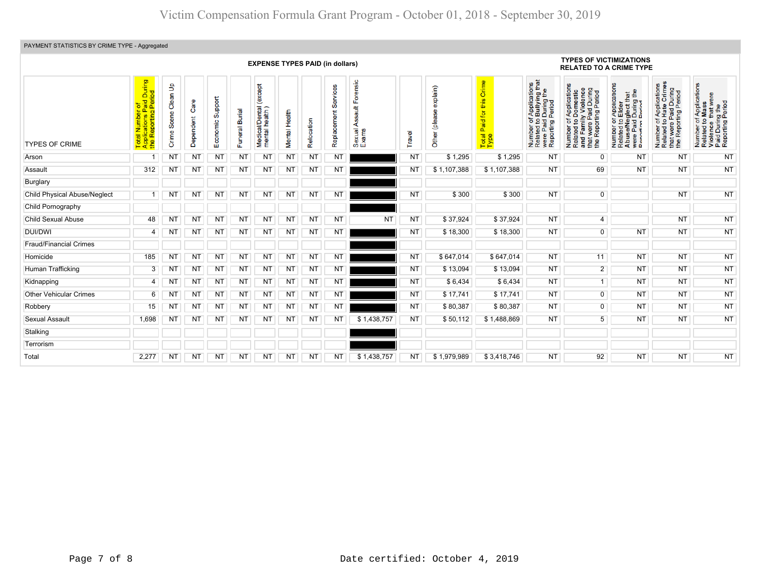# Victim Compensation Formula Grant Program - October 01, 2018 - September 30, 2019

PAYMENT STATISTICS BY CRIME TYPE - Aggregated

| | EXPENSE TYPES PAID (in dollars) | | | | | | | | | | | | | TYPES OF VICTIMIZATIONS RELATED TO A CRIME TYPE | | | | |
|---|---|---|---|---|---|---|---|---|---|---|---|---|---|---|---|---|---|---|
| TYPES OF CRIME | Total Number of Applications Paid During the Reporting Period | Crime Scene Clean Up | Dependent Care | Economic Support | Funeral Burial | Medical/Dental (except mental health) | Mental Health | Relocation | Replacement Services | Sexual Assault Forensic Exams | Travel | Other (please explain) | Total Paid for this Crime Type | Number of Applications Related to Bullying that were Paid During the Reporting Period | Number of Applications Related to Domestic and Family Violence that were Paid During the Reporting Period | Number of Applications Related to Elder Abuse/Neglect that were Paid During the Reporting Period | Number of Applications Related to Hate Crimes that were Paid During the Reporting Period | Number of Applications Related to Mass Violence that were Paid During the Reporting Period |
| Arson | 1 | NT | NT | NT | NT | NT | NT | NT | NT | | NT | $ 1,295 | $ 1,295 | NT | 0 | NT | NT | NT |
| Assault | 312 | NT | NT | NT | NT | NT | NT | NT | NT | | NT | $ 1,107,388 | $ 1,107,388 | NT | 69 | NT | NT | NT |
| Burglary | | | | | | | | | | | | | | | | | | |
| Child Physical Abuse/Neglect | 1 | NT | NT | NT | NT | NT | NT | NT | NT | | NT | $ 300 | $ 300 | NT | 0 | | NT | NT |
| Child Pornography | | | | | | | | | | | | | | | | | | |
| Child Sexual Abuse | 48 | NT | NT | NT | NT | NT | NT | NT | NT | NT | NT | $ 37,924 | $ 37,924 | NT | 4 | | NT | NT |
| DUI/DWI | 4 | NT | NT | NT | NT | NT | NT | NT | NT | | NT | $ 18,300 | $ 18,300 | NT | 0 | NT | NT | NT |
| Fraud/Financial Crimes | | | | | | | | | | | | | | | | | | |
| Homicide | 185 | NT | NT | NT | NT | NT | NT | NT | NT | | NT | $ 647,014 | $ 647,014 | NT | 11 | NT | NT | NT |
| Human Trafficking | 3 | NT | NT | NT | NT | NT | NT | NT | NT | | NT | $ 13,094 | $ 13,094 | NT | 2 | NT | NT | NT |
| Kidnapping | 4 | NT | NT | NT | NT | NT | NT | NT | NT | | NT | $ 6,434 | $ 6,434 | NT | 1 | NT | NT | NT |
| Other Vehicular Crimes | 6 | NT | NT | NT | NT | NT | NT | NT | NT | | NT | $ 17,741 | $ 17,741 | NT | 0 | NT | NT | NT |
| Robbery | 15 | NT | NT | NT | NT | NT | NT | NT | NT | | NT | $ 80,387 | $ 80,387 | NT | 0 | NT | NT | NT |
| Sexual Assault | 1,698 | NT | NT | NT | NT | NT | NT | NT | NT | $ 1,438,757 | NT | $ 50,112 | $ 1,488,869 | NT | 5 | NT | NT | NT |
| Stalking | | | | | | | | | | | | | | | | | | |
| Terrorism | | | | | | | | | | | | | | | | | | |
| Total | 2,277 | NT | NT | NT | NT | NT | NT | NT | NT | $ 1,438,757 | NT | $ 1,979,989 | $ 3,418,746 | NT | 92 | NT | NT | NT |

Date certified: October 4, 2019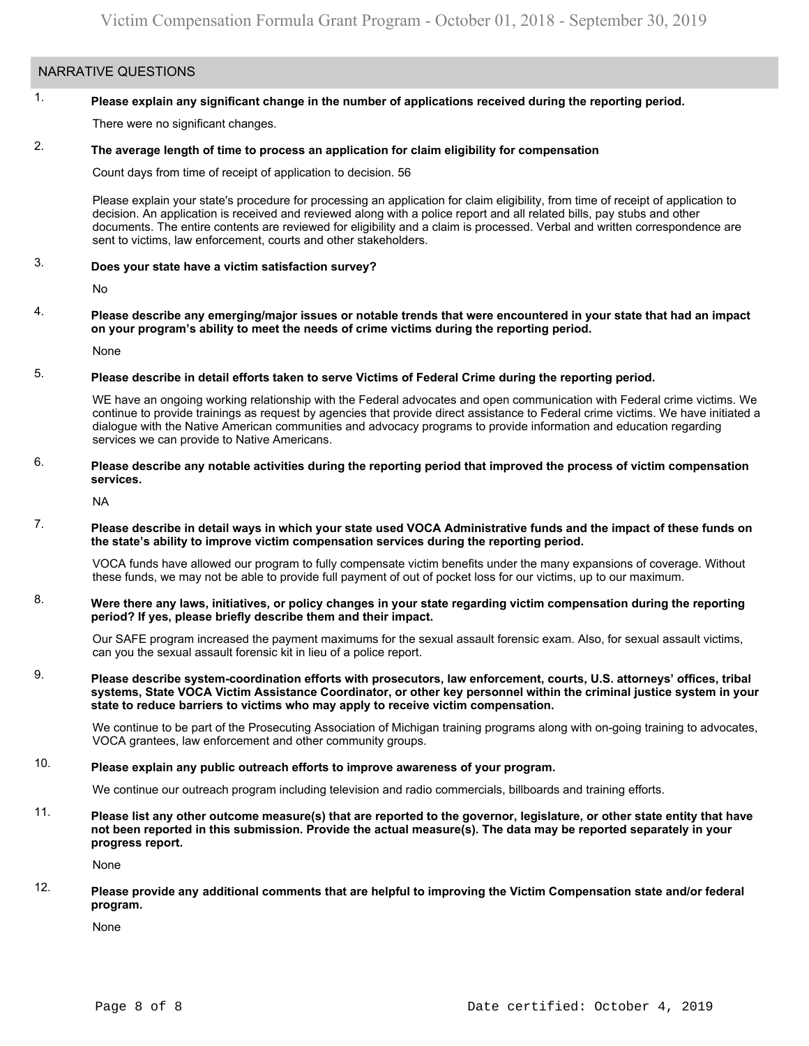## NARRATIVE QUESTIONS

1. **Please explain any significant change in the number of applications received during the reporting period.**

   There were no significant changes.

2. **The average length of time to process an application for claim eligibility for compensation**

   Count days from time of receipt of application to decision. 56

   Please explain your state's procedure for processing an application for claim eligibility, from time of receipt of application to decision. An application is received and reviewed along with a police report and all related bills, pay stubs and other documents. The entire contents are reviewed for eligibility and a claim is processed. Verbal and written correspondence are sent to victims, law enforcement, courts and other stakeholders.

3. **Does your state have a victim satisfaction survey?**

   No

4. **Please describe any emerging/major issues or notable trends that were encountered in your state that had an impact on your program's ability to meet the needs of crime victims during the reporting period.**

   None

5. **Please describe in detail efforts taken to serve Victims of Federal Crime during the reporting period.**

   WE have an ongoing working relationship with the Federal advocates and open communication with Federal crime victims. We continue to provide trainings as request by agencies that provide direct assistance to Federal crime victims. We have initiated a dialogue with the Native American communities and advocacy programs to provide information and education regarding services we can provide to Native Americans.

6. **Please describe any notable activities during the reporting period that improved the process of victim compensation services.**

   NA

7. **Please describe in detail ways in which your state used VOCA Administrative funds and the impact of these funds on the state's ability to improve victim compensation services during the reporting period.**

   VOCA funds have allowed our program to fully compensate victim benefits under the many expansions of coverage. Without these funds, we may not be able to provide full payment of out of pocket loss for our victims, up to our maximum.

8. **Were there any laws, initiatives, or policy changes in your state regarding victim compensation during the reporting period? If yes, please briefly describe them and their impact.**

   Our SAFE program increased the payment maximums for the sexual assault forensic exam. Also, for sexual assault victims, can you the sexual assault forensic kit in lieu of a police report.

9. **Please describe system-coordination efforts with prosecutors, law enforcement, courts, U.S. attorneys' offices, tribal systems, State VOCA Victim Assistance Coordinator, or other key personnel within the criminal justice system in your state to reduce barriers to victims who may apply to receive victim compensation.**

   We continue to be part of the Prosecuting Association of Michigan training programs along with on-going training to advocates, VOCA grantees, law enforcement and other community groups.

10. **Please explain any public outreach efforts to improve awareness of your program.**

    We continue our outreach program including television and radio commercials, billboards and training efforts.

11. **Please list any other outcome measure(s) that are reported to the governor, legislature, or other state entity that have not been reported in this submission. Provide the actual measure(s). The data may be reported separately in your progress report.**

    None

12. **Please provide any additional comments that are helpful to improving the Victim Compensation state and/or federal program.**

    None

Date certified: October 4, 2019